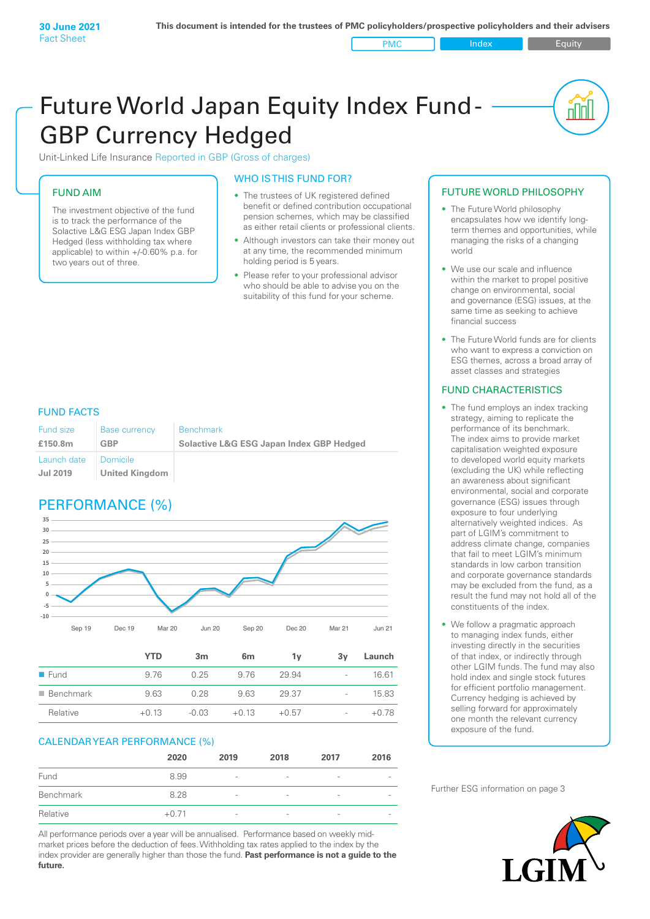**30 June 2021**
Fact Sheet

**This document is intended for the trustees of PMC policyholders/prospective policyholders and their advisers**

PMC | Index | Equity

# Future World Japan Equity Index Fund - GBP Currency Hedged

Unit-Linked Life Insurance Reported in GBP (Gross of charges)

## FUND AIM

The investment objective of the fund is to track the performance of the Solactive L&G ESG Japan Index GBP Hedged (less withholding tax where applicable) to within +/-0.60% p.a. for two years out of three.

## WHO IS THIS FUND FOR?

- The trustees of UK registered defined benefit or defined contribution occupational pension schemes, which may be classified as either retail clients or professional clients.
- Although investors can take their money out at any time, the recommended minimum holding period is 5 years.
- Please refer to your professional advisor who should be able to advise you on the suitability of this fund for your scheme.

## FUND FACTS

| Fund size | Base currency | Benchmark |
|---|---|---|
| **£150.8m** | **GBP** | **Solactive L&G ESG Japan Index GBP Hedged** |
| Launch date | Domicile | |
| **Jul 2019** | **United Kingdom** | |

## PERFORMANCE (%)

| | YTD | 3m | 6m | 1y | 3y | Launch |
|---|---|---|---|---|---|---|
| Fund | 9.76 | 0.25 | 9.76 | 29.94 | - | 16.61 |
| Benchmark | 9.63 | 0.28 | 9.63 | 29.37 | - | 15.83 |
| Relative | +0.13 | -0.03 | +0.13 | +0.57 | - | +0.78 |

## CALENDAR YEAR PERFORMANCE (%)

| | 2020 | 2019 | 2018 | 2017 | 2016 |
|---|---|---|---|---|---|
| Fund | 8.99 | - | - | - | - |
| Benchmark | 8.28 | - | - | - | - |
| Relative | +0.71 | - | - | - | - |

All performance periods over a year will be annualised. Performance based on weekly mid-market prices before the deduction of fees. Withholding tax rates applied to the index by the index provider are generally higher than those the fund. **Past performance is not a guide to the future.**

## FUTURE WORLD PHILOSOPHY

- The Future World philosophy encapsulates how we identify long-term themes and opportunities, while managing the risks of a changing world
- We use our scale and influence within the market to propel positive change on environmental, social and governance (ESG) issues, at the same time as seeking to achieve financial success
- The Future World funds are for clients who want to express a conviction on ESG themes, across a broad array of asset classes and strategies

## FUND CHARACTERISTICS

- The fund employs an index tracking strategy, aiming to replicate the performance of its benchmark. The index aims to provide market capitalisation weighted exposure to developed world equity markets (excluding the UK) while reflecting an awareness about significant environmental, social and corporate governance (ESG) issues through exposure to four underlying alternatively weighted indices. As part of LGIM's commitment to address climate change, companies that fail to meet LGIM's minimum standards in low carbon transition and corporate governance standards may be excluded from the fund, as a result the fund may not hold all of the constituents of the index.
- We follow a pragmatic approach to managing index funds, either investing directly in the securities of that index, or indirectly through other LGIM funds. The fund may also hold index and single stock futures for efficient portfolio management. Currency hedging is achieved by selling forward for approximately one month the relevant currency exposure of the fund.

Further ESG information on page 3

LGIM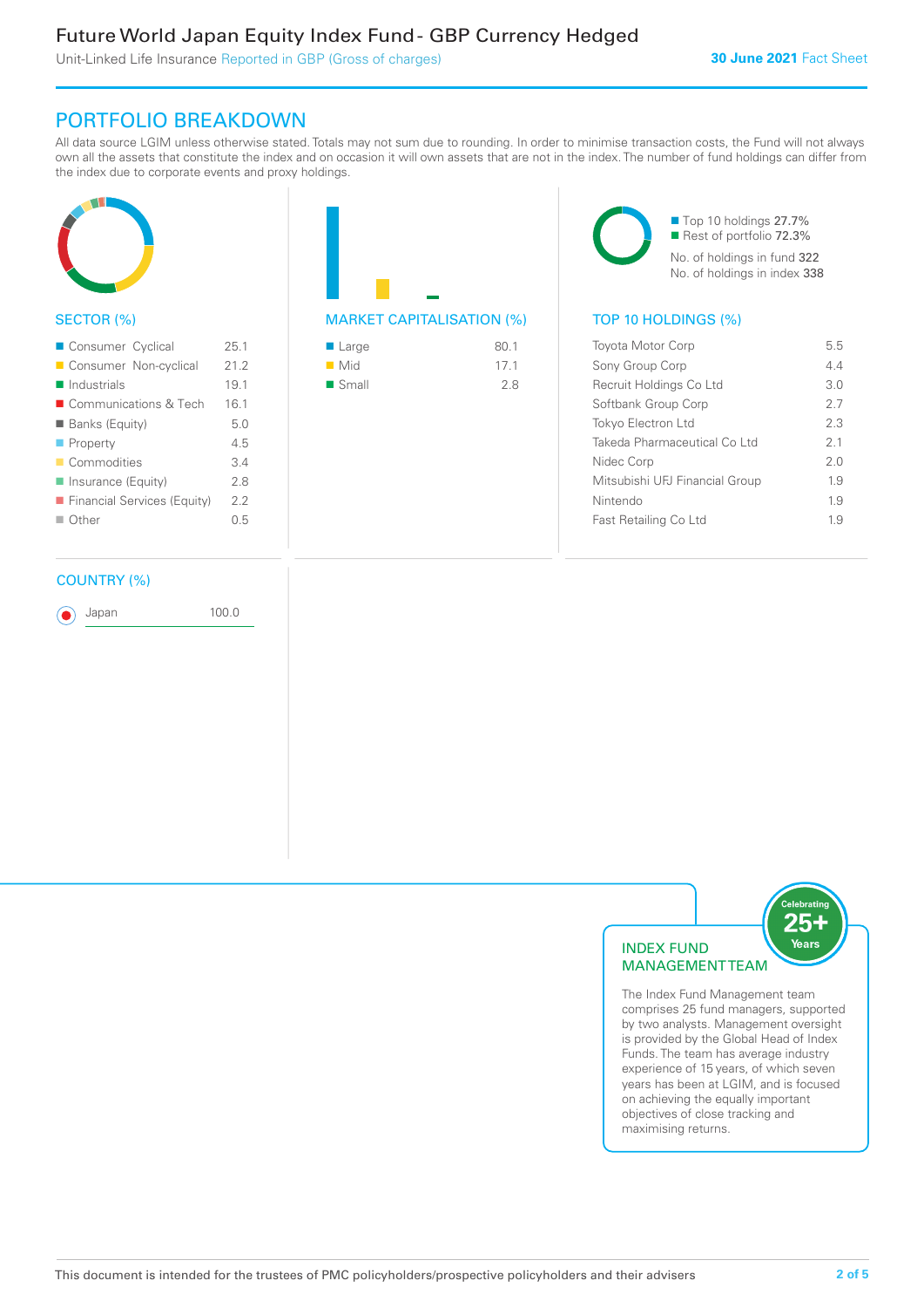# Future World Japan Equity Index Fund - GBP Currency Hedged

Unit-Linked Life Insurance Reported in GBP (Gross of charges)

**30 June 2021** Fact Sheet

## PORTFOLIO BREAKDOWN

All data source LGIM unless otherwise stated. Totals may not sum due to rounding. In order to minimise transaction costs, the Fund will not always own all the assets that constitute the index and on occasion it will own assets that are not in the index. The number of fund holdings can differ from the index due to corporate events and proxy holdings.

### SECTOR (%)

| Sector | % |
|---|---|
| Consumer Cyclical | 25.1 |
| Consumer Non-cyclical | 21.2 |
| Industrials | 19.1 |
| Communications & Tech | 16.1 |
| Banks (Equity) | 5.0 |
| Property | 4.5 |
| Commodities | 3.4 |
| Insurance (Equity) | 2.8 |
| Financial Services (Equity) | 2.2 |
| Other | 0.5 |

### MARKET CAPITALISATION (%)

| Market Capitalisation | % |
|---|---|
| Large | 80.1 |
| Mid | 17.1 |
| Small | 2.8 |

Top 10 holdings 27.7%
Rest of portfolio 72.3%
No. of holdings in fund 322
No. of holdings in index 338

### TOP 10 HOLDINGS (%)

| Holding | % |
|---|---|
| Toyota Motor Corp | 5.5 |
| Sony Group Corp | 4.4 |
| Recruit Holdings Co Ltd | 3.0 |
| Softbank Group Corp | 2.7 |
| Tokyo Electron Ltd | 2.3 |
| Takeda Pharmaceutical Co Ltd | 2.1 |
| Nidec Corp | 2.0 |
| Mitsubishi UFJ Financial Group | 1.9 |
| Nintendo | 1.9 |
| Fast Retailing Co Ltd | 1.9 |

### COUNTRY (%)

| Country | % |
|---|---|
| Japan | 100.0 |

### INDEX FUND MANAGEMENT TEAM

Celebrating 25+ Years

The Index Fund Management team comprises 25 fund managers, supported by two analysts. Management oversight is provided by the Global Head of Index Funds. The team has average industry experience of 15 years, of which seven years has been at LGIM, and is focused on achieving the equally important objectives of close tracking and maximising returns.

This document is intended for the trustees of PMC policyholders/prospective policyholders and their advisers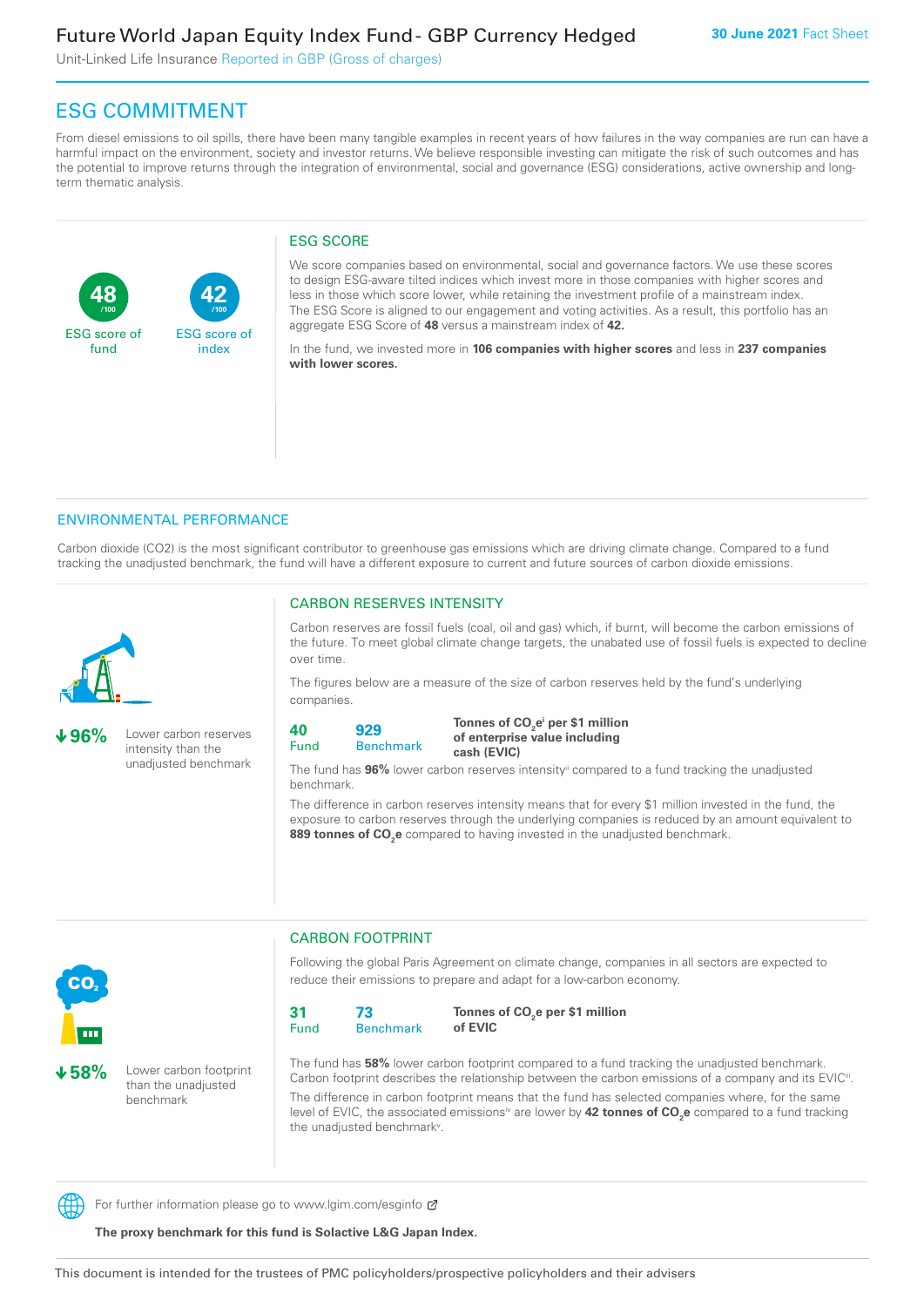# ESG COMMITMENT

From diesel emissions to oil spills, there have been many tangible examples in recent years of how failures in the way companies are run can have a harmful impact on the environment, society and investor returns. We believe responsible investing can mitigate the risk of such outcomes and has the potential to improve returns through the integration of environmental, social and governance (ESG) considerations, active ownership and long-term thematic analysis.

**48** /100 ESG score of fund

**42** /100 ESG score of index

## ESG SCORE

We score companies based on environmental, social and governance factors. We use these scores to design ESG-aware tilted indices which invest more in those companies with higher scores and less in those which score lower, while retaining the investment profile of a mainstream index. The ESG Score is aligned to our engagement and voting activities. As a result, this portfolio has an aggregate ESG Score of **48** versus a mainstream index of **42.**

In the fund, we invested more in **106 companies with higher scores** and less in **237 companies with lower scores.**

## ENVIRONMENTAL PERFORMANCE

Carbon dioxide (CO2) is the most significant contributor to greenhouse gas emissions which are driving climate change. Compared to a fund tracking the unadjusted benchmark, the fund will have a different exposure to current and future sources of carbon dioxide emissions.

**↓96%** Lower carbon reserves intensity than the unadjusted benchmark

### CARBON RESERVES INTENSITY

Carbon reserves are fossil fuels (coal, oil and gas) which, if burnt, will become the carbon emissions of the future. To meet global climate change targets, the unabated use of fossil fuels is expected to decline over time.

The figures below are a measure of the size of carbon reserves held by the fund's underlying companies.

| 40 | 929 | **Tonnes of $CO_2e$[i] per $1 million of enterprise value including cash (EVIC)** |
|---|---|---|
| Fund | Benchmark | |

The fund has **96%** lower carbon reserves intensity[ii] compared to a fund tracking the unadjusted benchmark.

The difference in carbon reserves intensity means that for every $1 million invested in the fund, the exposure to carbon reserves through the underlying companies is reduced by an amount equivalent to **889 tonnes of $CO_2e$** compared to having invested in the unadjusted benchmark.

**↓58%** Lower carbon footprint than the unadjusted benchmark

### CARBON FOOTPRINT

Following the global Paris Agreement on climate change, companies in all sectors are expected to reduce their emissions to prepare and adapt for a low-carbon economy.

| 31 | 73 | **Tonnes of $CO_2e$ per $1 million of EVIC** |
|---|---|---|
| Fund | Benchmark | |

The fund has **58%** lower carbon footprint compared to a fund tracking the unadjusted benchmark. Carbon footprint describes the relationship between the carbon emissions of a company and its EVIC[iii].

The difference in carbon footprint means that the fund has selected companies where, for the same level of EVIC, the associated emissions[iv] are lower by **42 tonnes of $CO_2e$** compared to a fund tracking the unadjusted benchmark[v].

For further information please go to www.lgim.com/esginfo

**The proxy benchmark for this fund is Solactive L&G Japan Index.**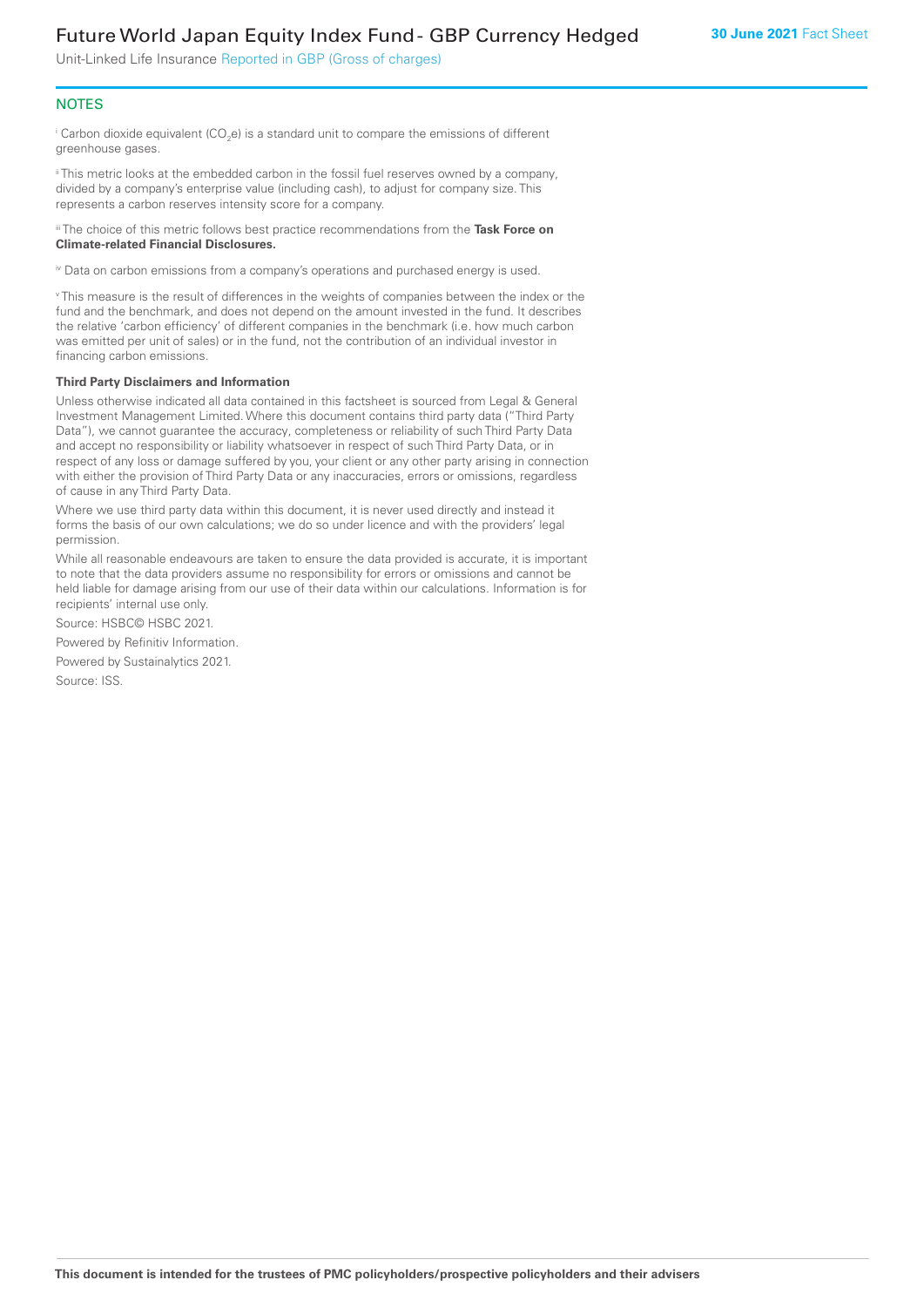## NOTES

[i] Carbon dioxide equivalent ($CO_2e$) is a standard unit to compare the emissions of different greenhouse gases.

[ii] This metric looks at the embedded carbon in the fossil fuel reserves owned by a company, divided by a company's enterprise value (including cash), to adjust for company size. This represents a carbon reserves intensity score for a company.

[iii] The choice of this metric follows best practice recommendations from the **Task Force on Climate-related Financial Disclosures.**

[iv] Data on carbon emissions from a company's operations and purchased energy is used.

[v] This measure is the result of differences in the weights of companies between the index or the fund and the benchmark, and does not depend on the amount invested in the fund. It describes the relative 'carbon efficiency' of different companies in the benchmark (i.e. how much carbon was emitted per unit of sales) or in the fund, not the contribution of an individual investor in financing carbon emissions.

**Third Party Disclaimers and Information**

Unless otherwise indicated all data contained in this factsheet is sourced from Legal & General Investment Management Limited. Where this document contains third party data ("Third Party Data"), we cannot guarantee the accuracy, completeness or reliability of such Third Party Data and accept no responsibility or liability whatsoever in respect of such Third Party Data, or in respect of any loss or damage suffered by you, your client or any other party arising in connection with either the provision of Third Party Data or any inaccuracies, errors or omissions, regardless of cause in any Third Party Data.

Where we use third party data within this document, it is never used directly and instead it forms the basis of our own calculations; we do so under licence and with the providers' legal permission.

While all reasonable endeavours are taken to ensure the data provided is accurate, it is important to note that the data providers assume no responsibility for errors or omissions and cannot be held liable for damage arising from our use of their data within our calculations. Information is for recipients' internal use only.

Source: HSBC© HSBC 2021.

Powered by Refinitiv Information.

Powered by Sustainalytics 2021.

Source: ISS.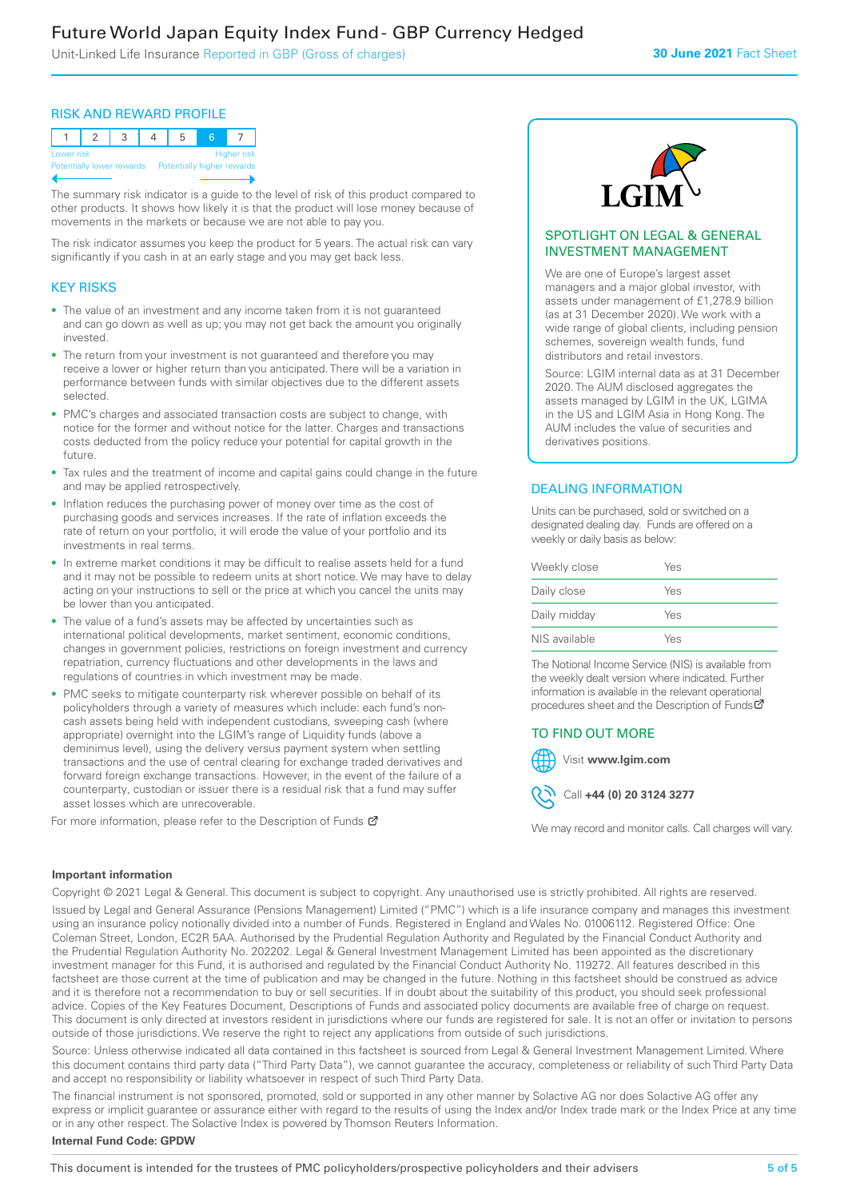## RISK AND REWARD PROFILE

| 1 | 2 | 3 | 4 | 5 | 6 | 7 |
|---|---|---|---|---|---|---|

Lower risk — Higher risk

Potentially lower rewards — Potentially higher rewards

The summary risk indicator is a guide to the level of risk of this product compared to other products. It shows how likely it is that the product will lose money because of movements in the markets or because we are not able to pay you.

The risk indicator assumes you keep the product for 5 years. The actual risk can vary significantly if you cash in at an early stage and you may get back less.

## KEY RISKS

- The value of an investment and any income taken from it is not guaranteed and can go down as well as up; you may not get back the amount you originally invested.
- The return from your investment is not guaranteed and therefore you may receive a lower or higher return than you anticipated. There will be a variation in performance between funds with similar objectives due to the different assets selected.
- PMC's charges and associated transaction costs are subject to change, with notice for the former and without notice for the latter. Charges and transactions costs deducted from the policy reduce your potential for capital growth in the future.
- Tax rules and the treatment of income and capital gains could change in the future and may be applied retrospectively.
- Inflation reduces the purchasing power of money over time as the cost of purchasing goods and services increases. If the rate of inflation exceeds the rate of return on your portfolio, it will erode the value of your portfolio and its investments in real terms.
- In extreme market conditions it may be difficult to realise assets held for a fund and it may not be possible to redeem units at short notice. We may have to delay acting on your instructions to sell or the price at which you cancel the units may be lower than you anticipated.
- The value of a fund's assets may be affected by uncertainties such as international political developments, market sentiment, economic conditions, changes in government policies, restrictions on foreign investment and currency repatriation, currency fluctuations and other developments in the laws and regulations of countries in which investment may be made.
- PMC seeks to mitigate counterparty risk wherever possible on behalf of its policyholders through a variety of measures which include: each fund's non-cash assets being held with independent custodians, sweeping cash (where appropriate) overnight into the LGIM's range of Liquidity funds (above a deminimus level), using the delivery versus payment system when settling transactions and the use of central clearing for exchange traded derivatives and forward foreign exchange transactions. However, in the event of the failure of a counterparty, custodian or issuer there is a residual risk that a fund may suffer asset losses which are unrecoverable.

For more information, please refer to the Description of Funds

## SPOTLIGHT ON LEGAL & GENERAL INVESTMENT MANAGEMENT

We are one of Europe's largest asset managers and a major global investor, with assets under management of £1,278.9 billion (as at 31 December 2020). We work with a wide range of global clients, including pension schemes, sovereign wealth funds, fund distributors and retail investors.

Source: LGIM internal data as at 31 December 2020. The AUM disclosed aggregates the assets managed by LGIM in the UK, LGIMA in the US and LGIM Asia in Hong Kong. The AUM includes the value of securities and derivatives positions.

## DEALING INFORMATION

Units can be purchased, sold or switched on a designated dealing day. Funds are offered on a weekly or daily basis as below:

| | |
|---|---|
| Weekly close | Yes |
| Daily close | Yes |
| Daily midday | Yes |
| NIS available | Yes |

The Notional Income Service (NIS) is available from the weekly dealt version where indicated. Further information is available in the relevant operational procedures sheet and the Description of Funds

## TO FIND OUT MORE

Visit **www.lgim.com**

Call **+44 (0) 20 3124 3277**

We may record and monitor calls. Call charges will vary.

**Important information**

Copyright © 2021 Legal & General. This document is subject to copyright. Any unauthorised use is strictly prohibited. All rights are reserved.

Issued by Legal and General Assurance (Pensions Management) Limited ("PMC") which is a life insurance company and manages this investment using an insurance policy notionally divided into a number of Funds. Registered in England and Wales No. 01006112. Registered Office: One Coleman Street, London, EC2R 5AA. Authorised by the Prudential Regulation Authority and Regulated by the Financial Conduct Authority and the Prudential Regulation Authority No. 202202. Legal & General Investment Management Limited has been appointed as the discretionary investment manager for this Fund, it is authorised and regulated by the Financial Conduct Authority No. 119272. All features described in this factsheet are those current at the time of publication and may be changed in the future. Nothing in this factsheet should be construed as advice and it is therefore not a recommendation to buy or sell securities. If in doubt about the suitability of this product, you should seek professional advice. Copies of the Key Features Document, Descriptions of Funds and associated policy documents are available free of charge on request. This document is only directed at investors resident in jurisdictions where our funds are registered for sale. It is not an offer or invitation to persons outside of those jurisdictions. We reserve the right to reject any applications from outside of such jurisdictions.

Source: Unless otherwise indicated all data contained in this factsheet is sourced from Legal & General Investment Management Limited. Where this document contains third party data ("Third Party Data"), we cannot guarantee the accuracy, completeness or reliability of such Third Party Data and accept no responsibility or liability whatsoever in respect of such Third Party Data.

The financial instrument is not sponsored, promoted, sold or supported in any other manner by Solactive AG nor does Solactive AG offer any express or implicit guarantee or assurance either with regard to the results of using the Index and/or Index trade mark or the Index Price at any time or in any other respect. The Solactive Index is powered by Thomson Reuters Information.

**Internal Fund Code: GPDW**

This document is intended for the trustees of PMC policyholders/prospective policyholders and their advisers